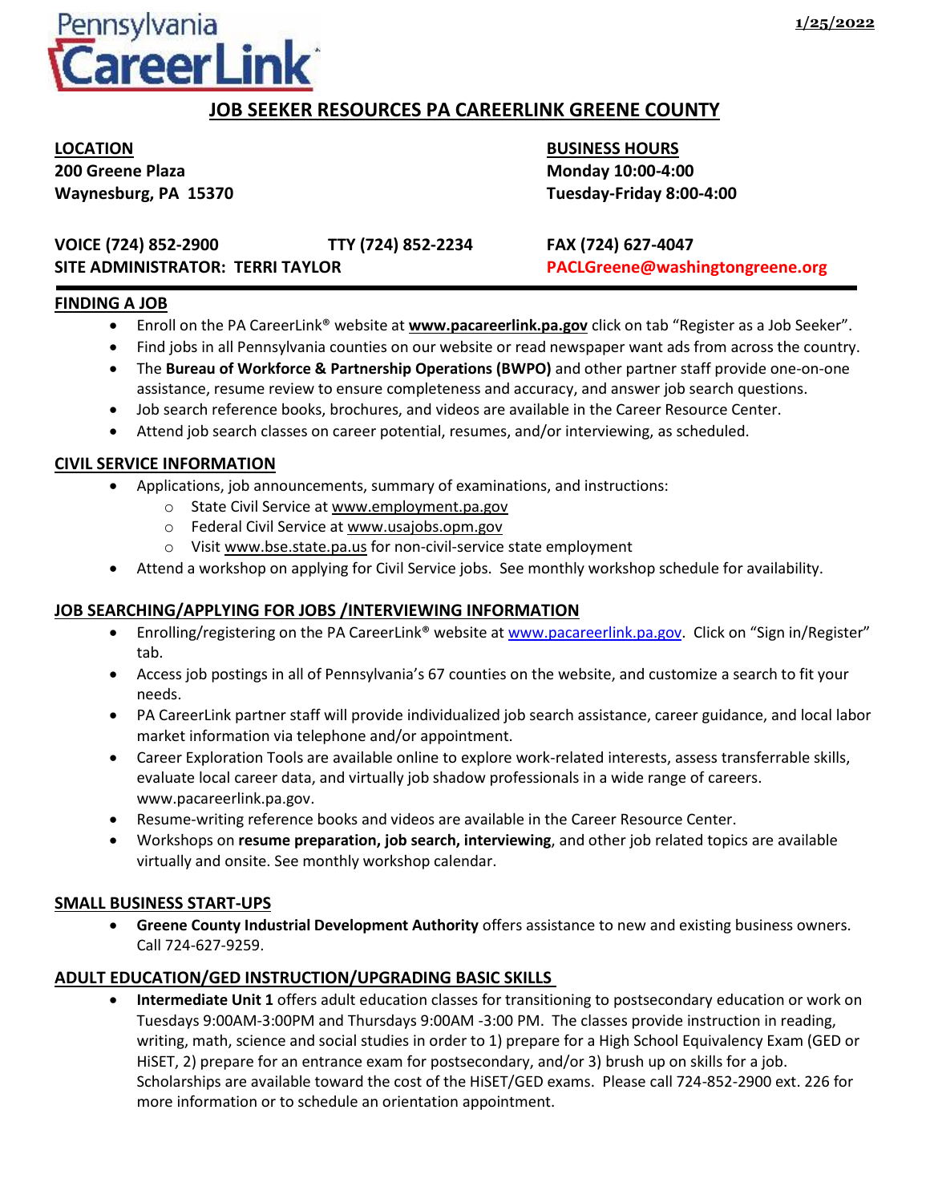Pennsylvania CareerLink

1/25/2022

# JOB SEEKER RESOURCES PA CAREERLINK GREENE COUNTY

**LOCATION**
**200 Greene Plaza**
**Waynesburg, PA 15370**

**BUSINESS HOURS**
**Monday 10:00-4:00**
**Tuesday-Friday 8:00-4:00**

**VOICE (724) 852-2900** **TTY (724) 852-2234** **FAX (724) 627-4047**
**SITE ADMINISTRATOR: TERRI TAYLOR** **PACLGreene@washingtongreene.org**

## FINDING A JOB

- Enroll on the PA CareerLink® website at **www.pacareerlink.pa.gov** click on tab "Register as a Job Seeker".
- Find jobs in all Pennsylvania counties on our website or read newspaper want ads from across the country.
- The **Bureau of Workforce & Partnership Operations (BWPO)** and other partner staff provide one-on-one assistance, resume review to ensure completeness and accuracy, and answer job search questions.
- Job search reference books, brochures, and videos are available in the Career Resource Center.
- Attend job search classes on career potential, resumes, and/or interviewing, as scheduled.

## CIVIL SERVICE INFORMATION

- Applications, job announcements, summary of examinations, and instructions:
  - State Civil Service at www.employment.pa.gov
  - Federal Civil Service at www.usajobs.opm.gov
  - Visit www.bse.state.pa.us for non-civil-service state employment
- Attend a workshop on applying for Civil Service jobs. See monthly workshop schedule for availability.

## JOB SEARCHING/APPLYING FOR JOBS /INTERVIEWING INFORMATION

- Enrolling/registering on the PA CareerLink® website at www.pacareerlink.pa.gov. Click on "Sign in/Register" tab.
- Access job postings in all of Pennsylvania's 67 counties on the website, and customize a search to fit your needs.
- PA CareerLink partner staff will provide individualized job search assistance, career guidance, and local labor market information via telephone and/or appointment.
- Career Exploration Tools are available online to explore work-related interests, assess transferrable skills, evaluate local career data, and virtually job shadow professionals in a wide range of careers. www.pacareerlink.pa.gov.
- Resume-writing reference books and videos are available in the Career Resource Center.
- Workshops on **resume preparation, job search, interviewing**, and other job related topics are available virtually and onsite. See monthly workshop calendar.

## SMALL BUSINESS START-UPS

- **Greene County Industrial Development Authority** offers assistance to new and existing business owners. Call 724-627-9259.

## ADULT EDUCATION/GED INSTRUCTION/UPGRADING BASIC SKILLS

- **Intermediate Unit 1** offers adult education classes for transitioning to postsecondary education or work on Tuesdays 9:00AM-3:00PM and Thursdays 9:00AM -3:00 PM. The classes provide instruction in reading, writing, math, science and social studies in order to 1) prepare for a High School Equivalency Exam (GED or HiSET, 2) prepare for an entrance exam for postsecondary, and/or 3) brush up on skills for a job. Scholarships are available toward the cost of the HiSET/GED exams. Please call 724-852-2900 ext. 226 for more information or to schedule an orientation appointment.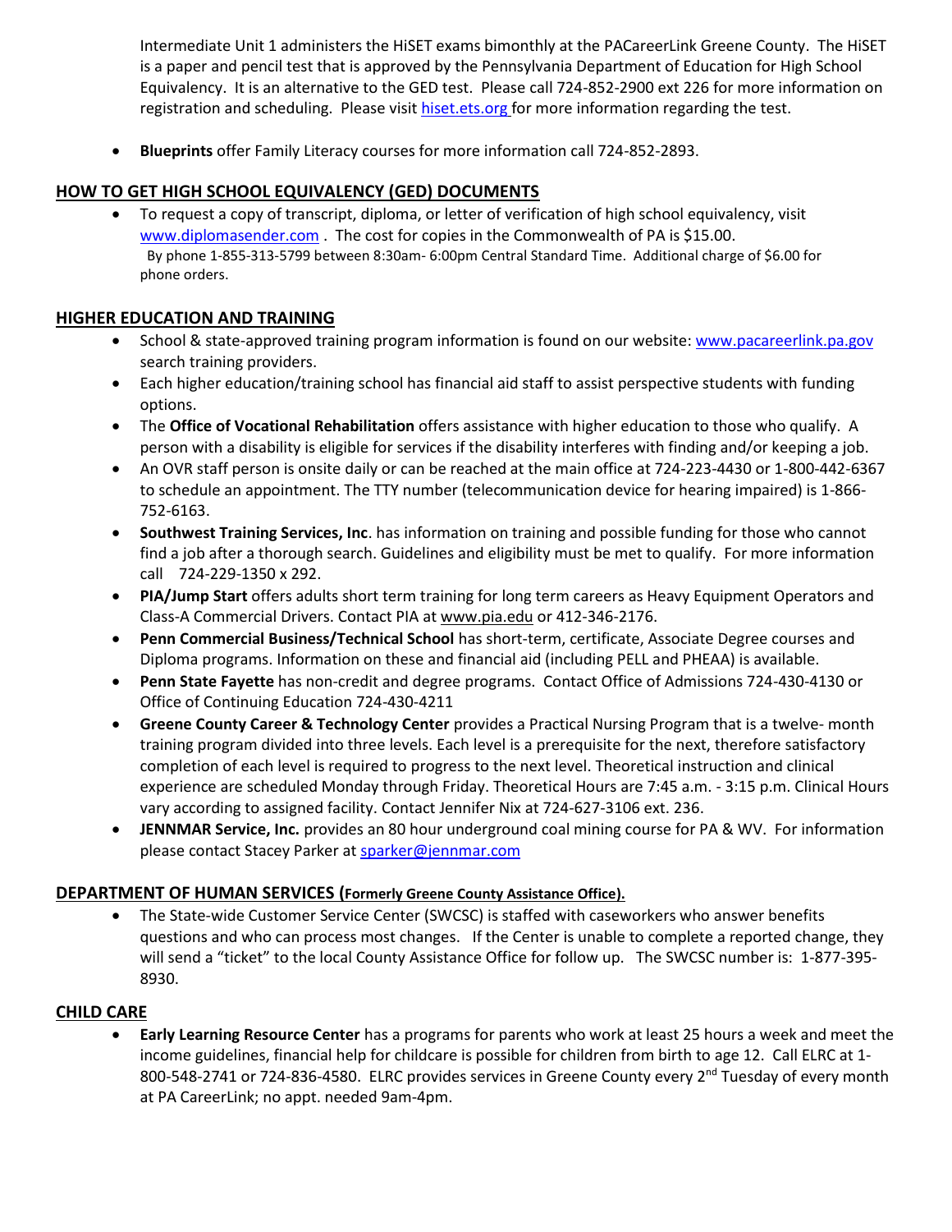Intermediate Unit 1 administers the HiSET exams bimonthly at the PACareerLink Greene County. The HiSET is a paper and pencil test that is approved by the Pennsylvania Department of Education for High School Equivalency. It is an alternative to the GED test. Please call 724-852-2900 ext 226 for more information on registration and scheduling. Please visit [hiset.ets.org](hiset.ets.org) for more information regarding the test.

- **Blueprints** offer Family Literacy courses for more information call 724-852-2893.

## HOW TO GET HIGH SCHOOL EQUIVALENCY (GED) DOCUMENTS

- To request a copy of transcript, diploma, or letter of verification of high school equivalency, visit [www.diplomasender.com](www.diplomasender.com) . The cost for copies in the Commonwealth of PA is $15.00. By phone 1-855-313-5799 between 8:30am- 6:00pm Central Standard Time. Additional charge of $6.00 for phone orders.

## HIGHER EDUCATION AND TRAINING

- School & state-approved training program information is found on our website: [www.pacareerlink.pa.gov](www.pacareerlink.pa.gov) search training providers.
- Each higher education/training school has financial aid staff to assist perspective students with funding options.
- The **Office of Vocational Rehabilitation** offers assistance with higher education to those who qualify. A person with a disability is eligible for services if the disability interferes with finding and/or keeping a job.
- An OVR staff person is onsite daily or can be reached at the main office at 724-223-4430 or 1-800-442-6367 to schedule an appointment. The TTY number (telecommunication device for hearing impaired) is 1-866-752-6163.
- **Southwest Training Services, Inc**. has information on training and possible funding for those who cannot find a job after a thorough search. Guidelines and eligibility must be met to qualify. For more information call 724-229-1350 x 292.
- **PIA/Jump Start** offers adults short term training for long term careers as Heavy Equipment Operators and Class-A Commercial Drivers. Contact PIA at www.pia.edu or 412-346-2176.
- **Penn Commercial Business/Technical School** has short-term, certificate, Associate Degree courses and Diploma programs. Information on these and financial aid (including PELL and PHEAA) is available.
- **Penn State Fayette** has non-credit and degree programs. Contact Office of Admissions 724-430-4130 or Office of Continuing Education 724-430-4211
- **Greene County Career & Technology Center** provides a Practical Nursing Program that is a twelve- month training program divided into three levels. Each level is a prerequisite for the next, therefore satisfactory completion of each level is required to progress to the next level. Theoretical instruction and clinical experience are scheduled Monday through Friday. Theoretical Hours are 7:45 a.m. - 3:15 p.m. Clinical Hours vary according to assigned facility. Contact Jennifer Nix at 724-627-3106 ext. 236.
- **JENNMAR Service, Inc.** provides an 80 hour underground coal mining course for PA & WV. For information please contact Stacey Parker at [sparker@jennmar.com](mailto:sparker@jennmar.com)

## DEPARTMENT OF HUMAN SERVICES (Formerly Greene County Assistance Office).

- The State-wide Customer Service Center (SWCSC) is staffed with caseworkers who answer benefits questions and who can process most changes. If the Center is unable to complete a reported change, they will send a "ticket" to the local County Assistance Office for follow up. The SWCSC number is: 1-877-395-8930.

## CHILD CARE

- **Early Learning Resource Center** has a programs for parents who work at least 25 hours a week and meet the income guidelines, financial help for childcare is possible for children from birth to age 12. Call ELRC at 1-800-548-2741 or 724-836-4580. ELRC provides services in Greene County every 2nd Tuesday of every month at PA CareerLink; no appt. needed 9am-4pm.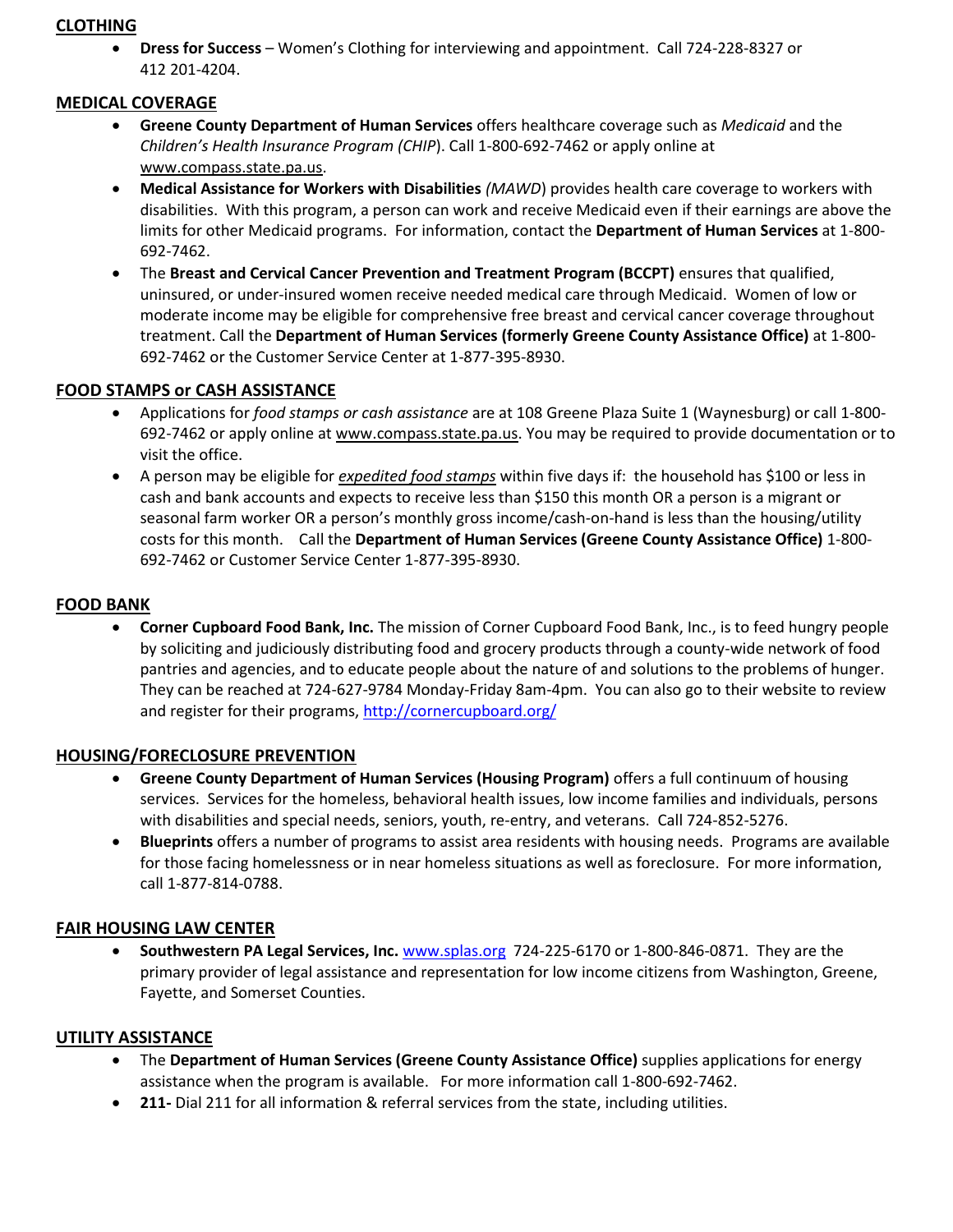## CLOTHING

- **Dress for Success** – Women's Clothing for interviewing and appointment. Call 724-228-8327 or 412 201-4204.

## MEDICAL COVERAGE

- **Greene County Department of Human Services** offers healthcare coverage such as *Medicaid* and the *Children's Health Insurance Program (CHIP*). Call 1-800-692-7462 or apply online at www.compass.state.pa.us.
- **Medical Assistance for Workers with Disabilities** *(MAWD*) provides health care coverage to workers with disabilities. With this program, a person can work and receive Medicaid even if their earnings are above the limits for other Medicaid programs. For information, contact the **Department of Human Services** at 1-800-692-7462.
- The **Breast and Cervical Cancer Prevention and Treatment Program (BCCPT)** ensures that qualified, uninsured, or under-insured women receive needed medical care through Medicaid. Women of low or moderate income may be eligible for comprehensive free breast and cervical cancer coverage throughout treatment. Call the **Department of Human Services (formerly Greene County Assistance Office)** at 1-800-692-7462 or the Customer Service Center at 1-877-395-8930.

## FOOD STAMPS or CASH ASSISTANCE

- Applications for *food stamps or cash assistance* are at 108 Greene Plaza Suite 1 (Waynesburg) or call 1-800-692-7462 or apply online at www.compass.state.pa.us. You may be required to provide documentation or to visit the office.
- A person may be eligible for ***expedited food stamps*** within five days if: the household has $100 or less in cash and bank accounts and expects to receive less than $150 this month OR a person is a migrant or seasonal farm worker OR a person's monthly gross income/cash-on-hand is less than the housing/utility costs for this month. Call the **Department of Human Services (Greene County Assistance Office)** 1-800-692-7462 or Customer Service Center 1-877-395-8930.

## FOOD BANK

- **Corner Cupboard Food Bank, Inc.** The mission of Corner Cupboard Food Bank, Inc., is to feed hungry people by soliciting and judiciously distributing food and grocery products through a county-wide network of food pantries and agencies, and to educate people about the nature of and solutions to the problems of hunger. They can be reached at 724-627-9784 Monday-Friday 8am-4pm. You can also go to their website to review and register for their programs, http://cornercupboard.org/

## HOUSING/FORECLOSURE PREVENTION

- **Greene County Department of Human Services (Housing Program)** offers a full continuum of housing services. Services for the homeless, behavioral health issues, low income families and individuals, persons with disabilities and special needs, seniors, youth, re-entry, and veterans. Call 724-852-5276.
- **Blueprints** offers a number of programs to assist area residents with housing needs. Programs are available for those facing homelessness or in near homeless situations as well as foreclosure. For more information, call 1-877-814-0788.

## FAIR HOUSING LAW CENTER

- **Southwestern PA Legal Services, Inc.** www.splas.org 724-225-6170 or 1-800-846-0871. They are the primary provider of legal assistance and representation for low income citizens from Washington, Greene, Fayette, and Somerset Counties.

## UTILITY ASSISTANCE

- The **Department of Human Services (Greene County Assistance Office)** supplies applications for energy assistance when the program is available. For more information call 1-800-692-7462.
- **211-** Dial 211 for all information & referral services from the state, including utilities.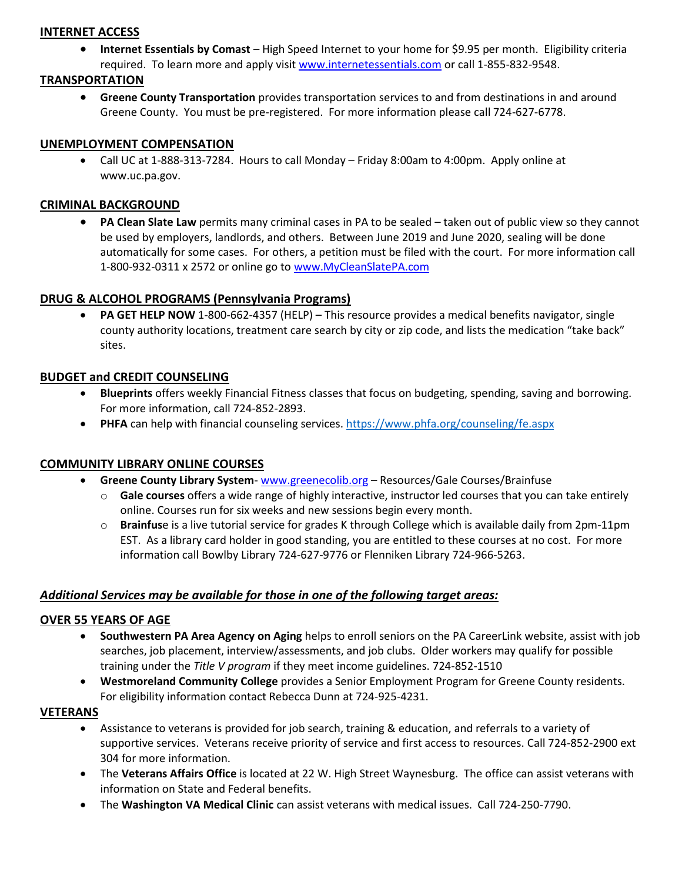## INTERNET ACCESS

- **Internet Essentials by Comast** – High Speed Internet to your home for $9.95 per month. Eligibility criteria required. To learn more and apply visit www.internetessentials.com or call 1-855-832-9548.

## TRANSPORTATION

- **Greene County Transportation** provides transportation services to and from destinations in and around Greene County. You must be pre-registered. For more information please call 724-627-6778.

## UNEMPLOYMENT COMPENSATION

- Call UC at 1-888-313-7284. Hours to call Monday – Friday 8:00am to 4:00pm. Apply online at www.uc.pa.gov.

## CRIMINAL BACKGROUND

- **PA Clean Slate Law** permits many criminal cases in PA to be sealed – taken out of public view so they cannot be used by employers, landlords, and others. Between June 2019 and June 2020, sealing will be done automatically for some cases. For others, a petition must be filed with the court. For more information call 1-800-932-0311 x 2572 or online go to www.MyCleanSlatePA.com

## DRUG & ALCOHOL PROGRAMS (Pennsylvania Programs)

- **PA GET HELP NOW** 1-800-662-4357 (HELP) – This resource provides a medical benefits navigator, single county authority locations, treatment care search by city or zip code, and lists the medication "take back" sites.

## BUDGET and CREDIT COUNSELING

- **Blueprints** offers weekly Financial Fitness classes that focus on budgeting, spending, saving and borrowing. For more information, call 724-852-2893.
- **PHFA** can help with financial counseling services. https://www.phfa.org/counseling/fe.aspx

## COMMUNITY LIBRARY ONLINE COURSES

- **Greene County Library System**- www.greenecolib.org – Resources/Gale Courses/Brainfuse
  - **Gale courses** offers a wide range of highly interactive, instructor led courses that you can take entirely online. Courses run for six weeks and new sessions begin every month.
  - **Brainfus**e is a live tutorial service for grades K through College which is available daily from 2pm-11pm EST. As a library card holder in good standing, you are entitled to these courses at no cost. For more information call Bowlby Library 724-627-9776 or Flenniken Library 724-966-5263.

## *Additional Services may be available for those in one of the following target areas:*

## OVER 55 YEARS OF AGE

- **Southwestern PA Area Agency on Aging** helps to enroll seniors on the PA CareerLink website, assist with job searches, job placement, interview/assessments, and job clubs. Older workers may qualify for possible training under the *Title V program* if they meet income guidelines. 724-852-1510
- **Westmoreland Community College** provides a Senior Employment Program for Greene County residents. For eligibility information contact Rebecca Dunn at 724-925-4231.

## VETERANS

- Assistance to veterans is provided for job search, training & education, and referrals to a variety of supportive services. Veterans receive priority of service and first access to resources. Call 724-852-2900 ext 304 for more information.
- The **Veterans Affairs Office** is located at 22 W. High Street Waynesburg. The office can assist veterans with information on State and Federal benefits.
- The **Washington VA Medical Clinic** can assist veterans with medical issues. Call 724-250-7790.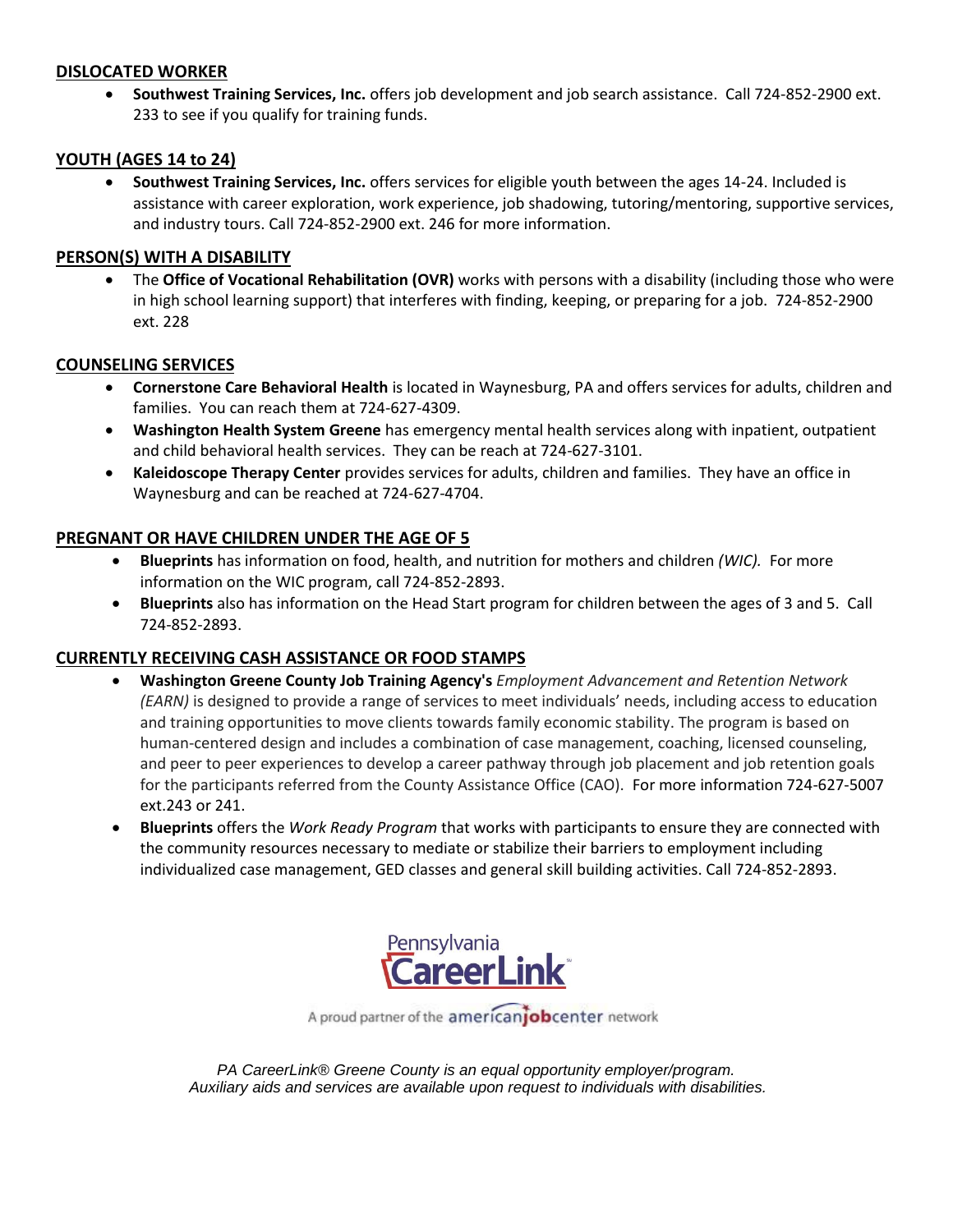## DISLOCATED WORKER

- **Southwest Training Services, Inc.** offers job development and job search assistance. Call 724-852-2900 ext. 233 to see if you qualify for training funds.

## YOUTH (AGES 14 to 24)

- **Southwest Training Services, Inc.** offers services for eligible youth between the ages 14-24. Included is assistance with career exploration, work experience, job shadowing, tutoring/mentoring, supportive services, and industry tours. Call 724-852-2900 ext. 246 for more information.

## PERSON(S) WITH A DISABILITY

- The **Office of Vocational Rehabilitation (OVR)** works with persons with a disability (including those who were in high school learning support) that interferes with finding, keeping, or preparing for a job. 724-852-2900 ext. 228

## COUNSELING SERVICES

- **Cornerstone Care Behavioral Health** is located in Waynesburg, PA and offers services for adults, children and families. You can reach them at 724-627-4309.
- **Washington Health System Greene** has emergency mental health services along with inpatient, outpatient and child behavioral health services. They can be reach at 724-627-3101.
- **Kaleidoscope Therapy Center** provides services for adults, children and families. They have an office in Waynesburg and can be reached at 724-627-4704.

## PREGNANT OR HAVE CHILDREN UNDER THE AGE OF 5

- **Blueprints** has information on food, health, and nutrition for mothers and children *(WIC).* For more information on the WIC program, call 724-852-2893.
- **Blueprints** also has information on the Head Start program for children between the ages of 3 and 5. Call 724-852-2893.

## CURRENTLY RECEIVING CASH ASSISTANCE OR FOOD STAMPS

- **Washington Greene County Job Training Agency's** *Employment Advancement and Retention Network (EARN)* is designed to provide a range of services to meet individuals' needs, including access to education and training opportunities to move clients towards family economic stability. The program is based on human-centered design and includes a combination of case management, coaching, licensed counseling, and peer to peer experiences to develop a career pathway through job placement and job retention goals for the participants referred from the County Assistance Office (CAO). For more information 724-627-5007 ext.243 or 241.
- **Blueprints** offers the *Work Ready Program* that works with participants to ensure they are connected with the community resources necessary to mediate or stabilize their barriers to employment including individualized case management, GED classes and general skill building activities. Call 724-852-2893.

Pennsylvania CareerLink

A proud partner of the americanjobcenter network

*PA CareerLink® Greene County is an equal opportunity employer/program.*
*Auxiliary aids and services are available upon request to individuals with disabilities.*